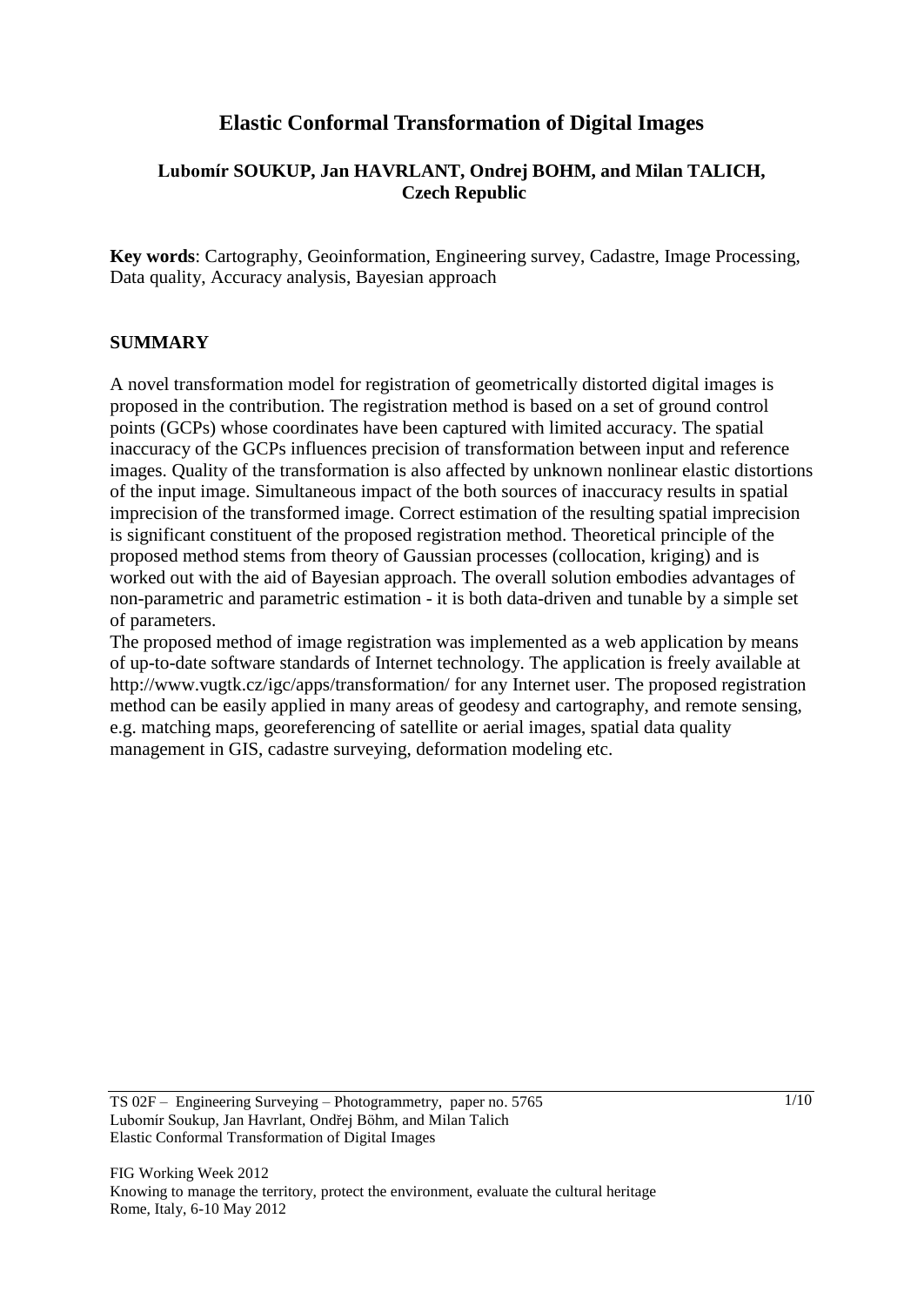# Elastic Conformal Transformation of Digital Images

**Lubomír SOUKUP, Jan HAVRLANT, Ondrej BOHM, and Milan TALICH, Czech Republic**

**Key words**: Cartography, Geoinformation, Engineering survey, Cadastre, Image Processing, Data quality, Accuracy analysis, Bayesian approach

## SUMMARY

A novel transformation model for registration of geometrically distorted digital images is proposed in the contribution. The registration method is based on a set of ground control points (GCPs) whose coordinates have been captured with limited accuracy. The spatial inaccuracy of the GCPs influences precision of transformation between input and reference images. Quality of the transformation is also affected by unknown nonlinear elastic distortions of the input image. Simultaneous impact of the both sources of inaccuracy results in spatial imprecision of the transformed image. Correct estimation of the resulting spatial imprecision is significant constituent of the proposed registration method. Theoretical principle of the proposed method stems from theory of Gaussian processes (collocation, kriging) and is worked out with the aid of Bayesian approach. The overall solution embodies advantages of non-parametric and parametric estimation - it is both data-driven and tunable by a simple set of parameters.

The proposed method of image registration was implemented as a web application by means of up-to-date software standards of Internet technology. The application is freely available at http://www.vugtk.cz/igc/apps/transformation/ for any Internet user. The proposed registration method can be easily applied in many areas of geodesy and cartography, and remote sensing, e.g. matching maps, georeferencing of satellite or aerial images, spatial data quality management in GIS, cadastre surveying, deformation modeling etc.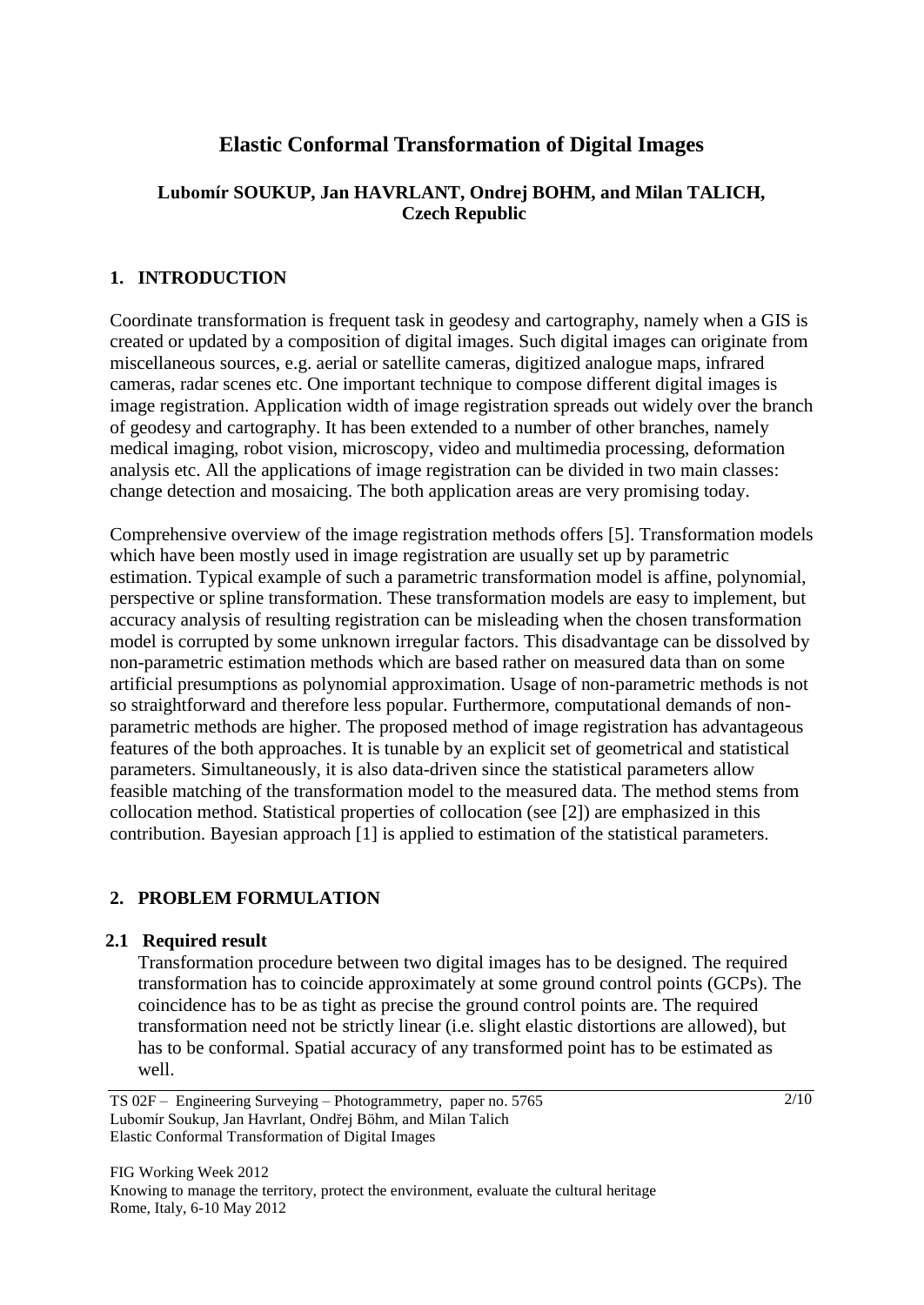# Elastic Conformal Transformation of Digital Images

**Lubomír SOUKUP, Jan HAVRLANT, Ondrej BOHM, and Milan TALICH, Czech Republic**

## 1. INTRODUCTION

Coordinate transformation is frequent task in geodesy and cartography, namely when a GIS is created or updated by a composition of digital images. Such digital images can originate from miscellaneous sources, e.g. aerial or satellite cameras, digitized analogue maps, infrared cameras, radar scenes etc. One important technique to compose different digital images is image registration. Application width of image registration spreads out widely over the branch of geodesy and cartography. It has been extended to a number of other branches, namely medical imaging, robot vision, microscopy, video and multimedia processing, deformation analysis etc. All the applications of image registration can be divided in two main classes: change detection and mosaicing. The both application areas are very promising today.

Comprehensive overview of the image registration methods offers [5]. Transformation models which have been mostly used in image registration are usually set up by parametric estimation. Typical example of such a parametric transformation model is affine, polynomial, perspective or spline transformation. These transformation models are easy to implement, but accuracy analysis of resulting registration can be misleading when the chosen transformation model is corrupted by some unknown irregular factors. This disadvantage can be dissolved by non-parametric estimation methods which are based rather on measured data than on some artificial presumptions as polynomial approximation. Usage of non-parametric methods is not so straightforward and therefore less popular. Furthermore, computational demands of non-parametric methods are higher. The proposed method of image registration has advantageous features of the both approaches. It is tunable by an explicit set of geometrical and statistical parameters. Simultaneously, it is also data-driven since the statistical parameters allow feasible matching of the transformation model to the measured data. The method stems from collocation method. Statistical properties of collocation (see [2]) are emphasized in this contribution. Bayesian approach [1] is applied to estimation of the statistical parameters.

## 2. PROBLEM FORMULATION

### 2.1 Required result

Transformation procedure between two digital images has to be designed. The required transformation has to coincide approximately at some ground control points (GCPs). The coincidence has to be as tight as precise the ground control points are. The required transformation need not be strictly linear (i.e. slight elastic distortions are allowed), but has to be conformal. Spatial accuracy of any transformed point has to be estimated as well.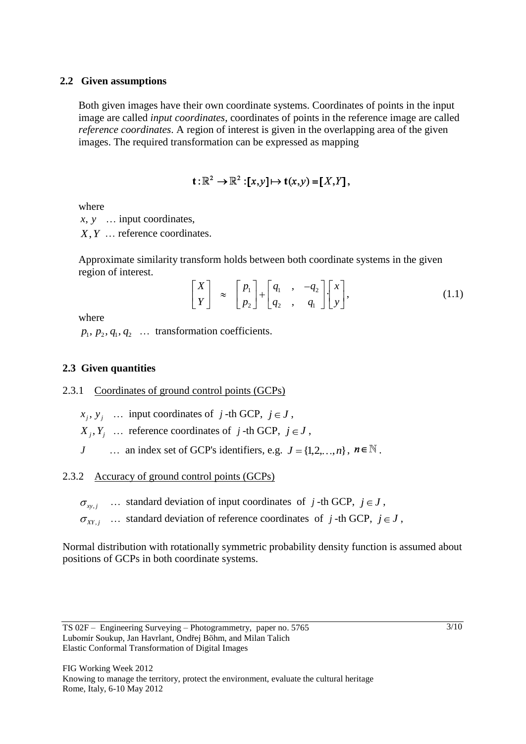### 2.2 Given assumptions

Both given images have their own coordinate systems. Coordinates of points in the input image are called *input coordinates*, coordinates of points in the reference image are called *reference coordinates*. A region of interest is given in the overlapping area of the given images. The required transformation can be expressed as mapping

$$\mathbf{t}:\mathbb{R}^2 \to \mathbb{R}^2 : [x,y] \mapsto \mathbf{t}(x,y) = [X,Y],$$

where

$x, y$ … input coordinates,
$X, Y$ … reference coordinates.

Approximate similarity transform holds between both coordinate systems in the given region of interest.

$$\begin{bmatrix} X \\ Y \end{bmatrix} \approx \begin{bmatrix} p_1 \\ p_2 \end{bmatrix} + \begin{bmatrix} q_1 & , & -q_2 \\ q_2 & , & q_1 \end{bmatrix} \cdot \begin{bmatrix} x \\ y \end{bmatrix}, \tag{1.1}$$

where

$p_1, p_2, q_1, q_2$ … transformation coefficients.

### 2.3 Given quantities

2.3.1 Coordinates of ground control points (GCPs)

$x_j, y_j$ … input coordinates of $j$-th GCP, $j \in J$,
$X_j, Y_j$ … reference coordinates of $j$-th GCP, $j \in J$,
$J$ … an index set of GCP's identifiers, e.g. $J = \{1,2,\ldots,n\}$, $n \in \mathbb{N}$.

2.3.2 Accuracy of ground control points (GCPs)

$\sigma_{xy,j}$ … standard deviation of input coordinates of $j$-th GCP, $j \in J$,
$\sigma_{XY,j}$ … standard deviation of reference coordinates of $j$-th GCP, $j \in J$,

Normal distribution with rotationally symmetric probability density function is assumed about positions of GCPs in both coordinate systems.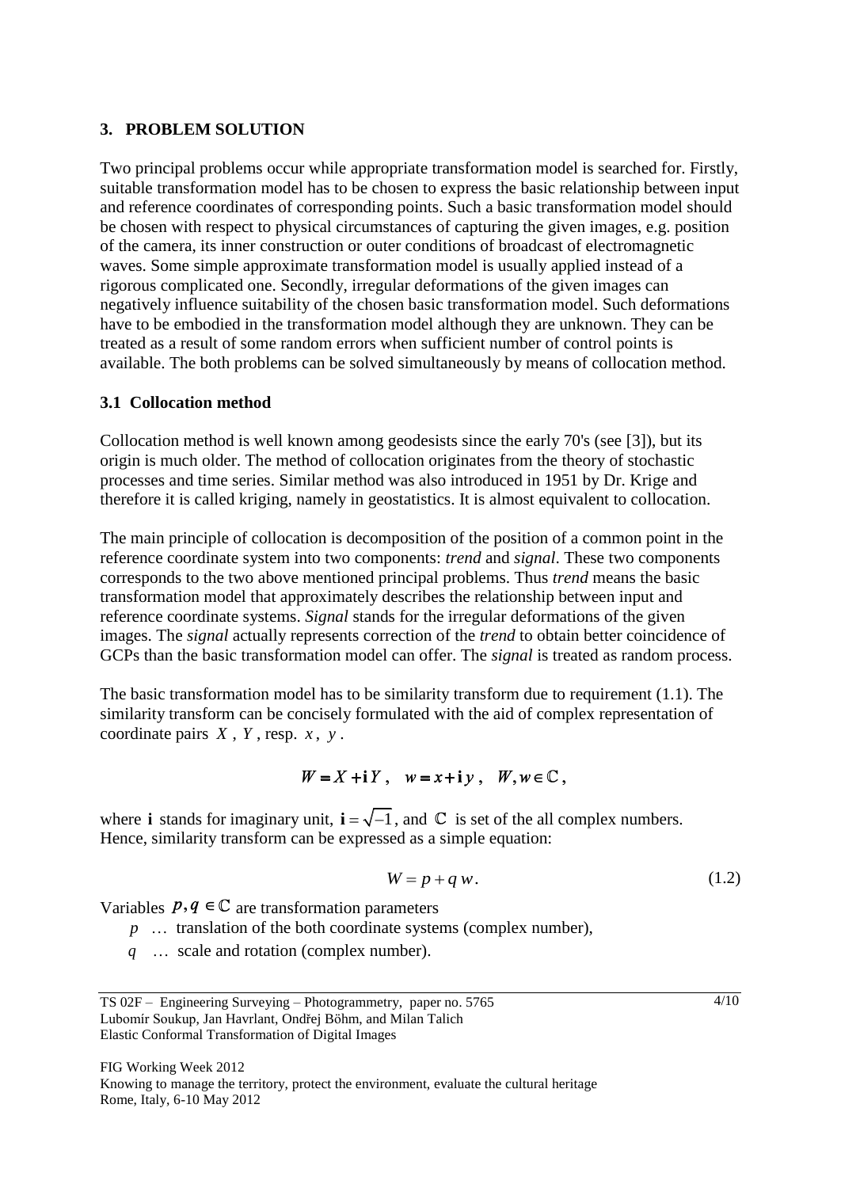## 3. PROBLEM SOLUTION

Two principal problems occur while appropriate transformation model is searched for. Firstly, suitable transformation model has to be chosen to express the basic relationship between input and reference coordinates of corresponding points. Such a basic transformation model should be chosen with respect to physical circumstances of capturing the given images, e.g. position of the camera, its inner construction or outer conditions of broadcast of electromagnetic waves. Some simple approximate transformation model is usually applied instead of a rigorous complicated one. Secondly, irregular deformations of the given images can negatively influence suitability of the chosen basic transformation model. Such deformations have to be embodied in the transformation model although they are unknown. They can be treated as a result of some random errors when sufficient number of control points is available. The both problems can be solved simultaneously by means of collocation method.

### 3.1 Collocation method

Collocation method is well known among geodesists since the early 70's (see [3]), but its origin is much older. The method of collocation originates from the theory of stochastic processes and time series. Similar method was also introduced in 1951 by Dr. Krige and therefore it is called kriging, namely in geostatistics. It is almost equivalent to collocation.

The main principle of collocation is decomposition of the position of a common point in the reference coordinate system into two components: *trend* and *signal*. These two components corresponds to the two above mentioned principal problems. Thus *trend* means the basic transformation model that approximately describes the relationship between input and reference coordinate systems. *Signal* stands for the irregular deformations of the given images. The *signal* actually represents correction of the *trend* to obtain better coincidence of GCPs than the basic transformation model can offer. The *signal* is treated as random process.

The basic transformation model has to be similarity transform due to requirement (1.1). The similarity transform can be concisely formulated with the aid of complex representation of coordinate pairs $X$, $Y$, resp. $x$, $y$.

$$W = X + \mathbf{i}\,Y, \quad w = x + \mathbf{i}\,y, \quad W, w \in \mathbb{C},$$

where $\mathbf{i}$ stands for imaginary unit, $\mathbf{i} = \sqrt{-1}$, and $\mathbb{C}$ is set of the all complex numbers. Hence, similarity transform can be expressed as a simple equation:

$$W = p + q\,w. \tag{1.2}$$

Variables $p, q \in \mathbb{C}$ are transformation parameters

- $p$ … translation of the both coordinate systems (complex number),
- $q$ … scale and rotation (complex number).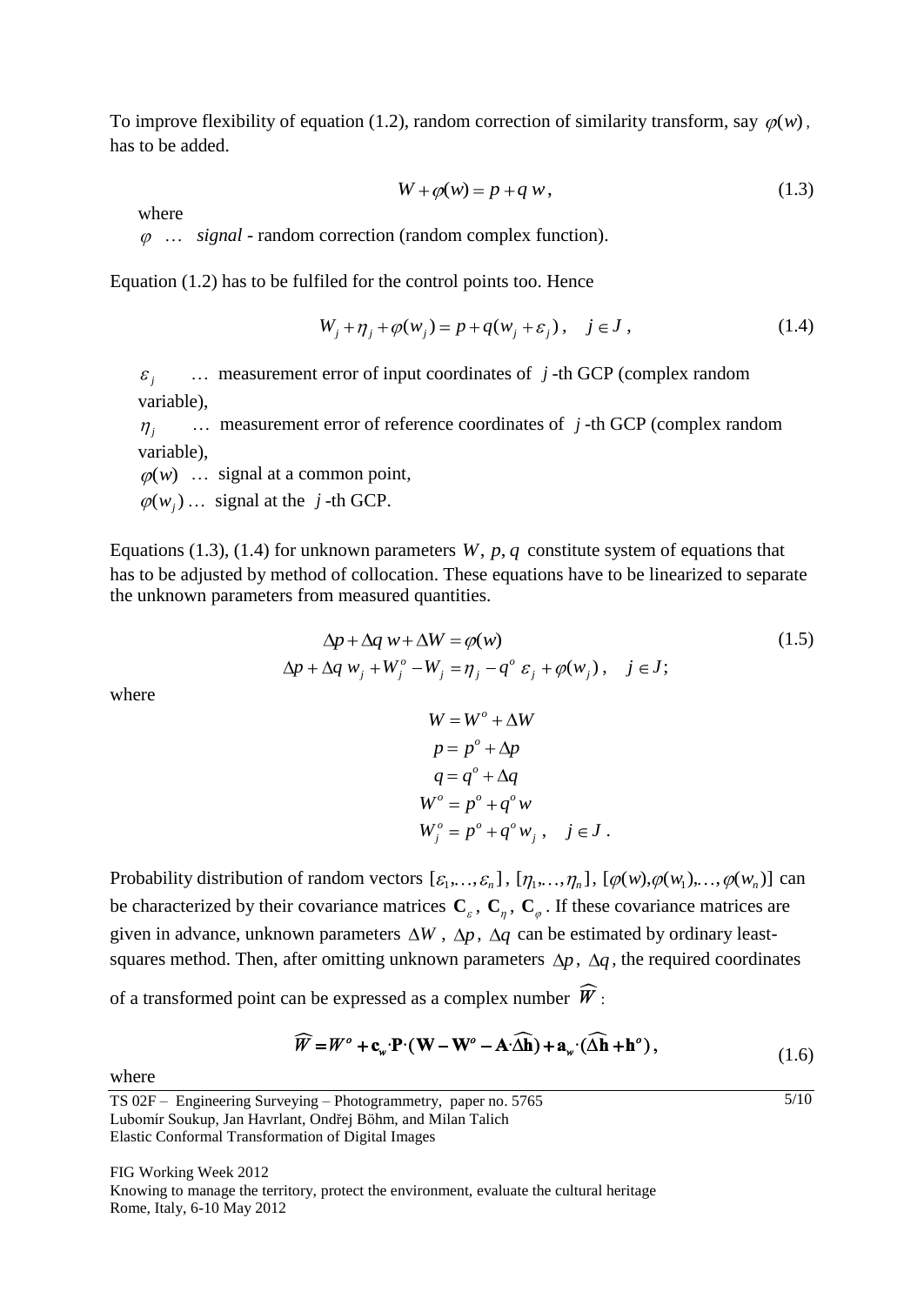To improve flexibility of equation (1.2), random correction of similarity transform, say $\varphi(w)$, has to be added.

$$W + \varphi(w) = p + q\,w\,, \tag{1.3}$$

where

$\varphi$ … *signal* - random correction (random complex function).

Equation (1.2) has to be fulfiled for the control points too. Hence

$$W_j + \eta_j + \varphi(w_j) = p + q(w_j + \varepsilon_j)\,, \quad j \in J\,, \tag{1.4}$$

$\varepsilon_j$ … measurement error of input coordinates of $j$-th GCP (complex random variable),

$\eta_j$ … measurement error of reference coordinates of $j$-th GCP (complex random variable),

$\varphi(w)$ … signal at a common point,

$\varphi(w_j)$ … signal at the $j$-th GCP.

Equations (1.3), (1.4) for unknown parameters $W, p, q$ constitute system of equations that has to be adjusted by method of collocation. These equations have to be linearized to separate the unknown parameters from measured quantities.

$$\begin{aligned} \Delta p + \Delta q\, w + \Delta W &= \varphi(w) \\ \Delta p + \Delta q\, w_j + W_j^o - W_j &= \eta_j - q^o\, \varepsilon_j + \varphi(w_j)\,, \quad j \in J; \end{aligned} \tag{1.5}$$

where

$$\begin{aligned} W &= W^o + \Delta W \\ p &= p^o + \Delta p \\ q &= q^o + \Delta q \\ W^o &= p^o + q^o\, w \\ W_j^o &= p^o + q^o\, w_j\,, \quad j \in J\,. \end{aligned}$$

Probability distribution of random vectors $[\varepsilon_1,\ldots,\varepsilon_n]$, $[\eta_1,\ldots,\eta_n]$, $[\varphi(w),\varphi(w_1),\ldots,\varphi(w_n)]$ can be characterized by their covariance matrices $\mathbf{C}_\varepsilon$, $\mathbf{C}_\eta$, $\mathbf{C}_\varphi$. If these covariance matrices are given in advance, unknown parameters $\Delta W$, $\Delta p$, $\Delta q$ can be estimated by ordinary least-squares method. Then, after omitting unknown parameters $\Delta p$, $\Delta q$, the required coordinates of a transformed point can be expressed as a complex number $\widehat{W}$:

$$\widehat{W} = W^o + \mathbf{c}_w \cdot \mathbf{P} \cdot (\mathbf{W} - \mathbf{W}^o - \mathbf{A} \cdot \widehat{\Delta \mathbf{h}}) + \mathbf{a}_w \cdot (\widehat{\Delta \mathbf{h}} + \mathbf{h}^o)\,, \tag{1.6}$$

where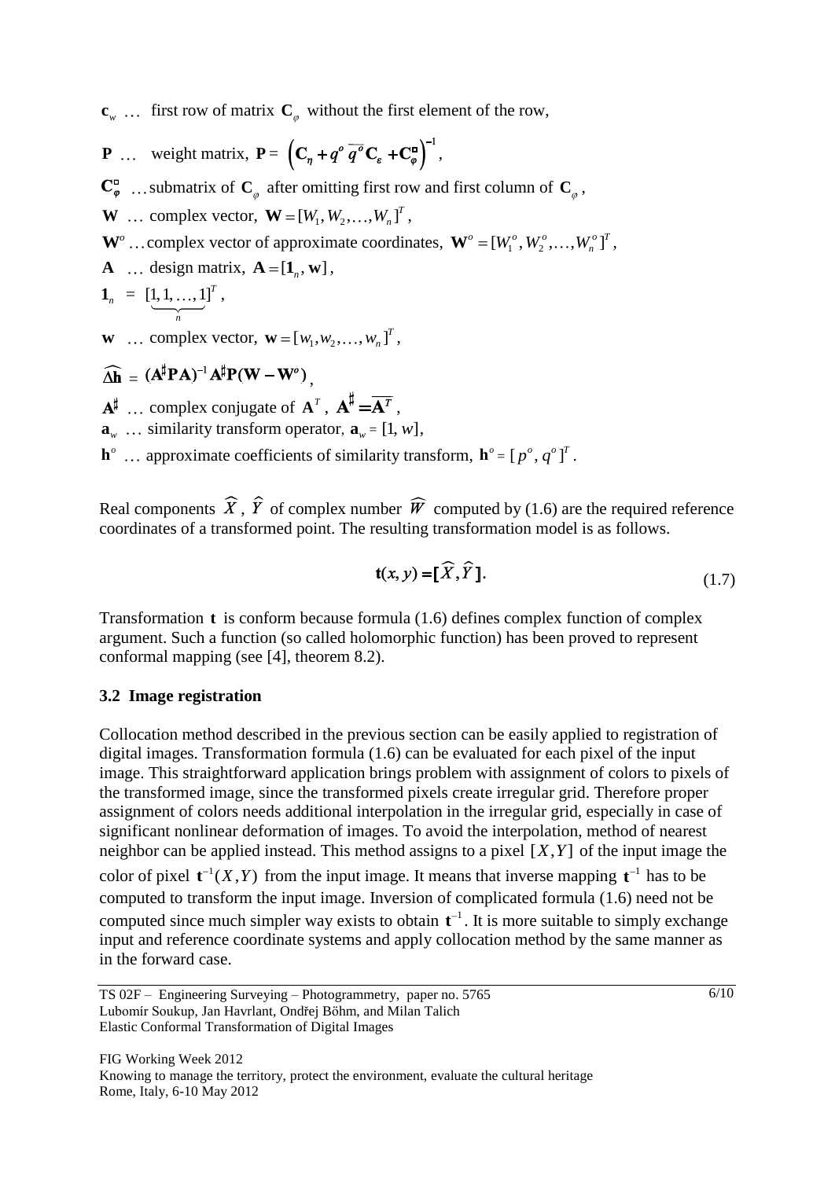$\mathbf{c}_w$ … first row of matrix $\mathbf{C}_\varphi$ without the first element of the row,

$\mathbf{P}$ … weight matrix, $\mathbf{P} = \left(\mathbf{C}_\eta + q^o\,\overline{q^o}\,\mathbf{C}_\varepsilon + \mathbf{C}_\varphi^{\square}\right)^{-1}$,

$\mathbf{C}_\varphi^{\square}$ … submatrix of $\mathbf{C}_\varphi$ after omitting first row and first column of $\mathbf{C}_\varphi$,

$\mathbf{W}$ … complex vector, $\mathbf{W} = [W_1, W_2, \ldots, W_n]^T$,

$\mathbf{W}^o$ … complex vector of approximate coordinates, $\mathbf{W}^o = [W_1^o, W_2^o, \ldots, W_n^o]^T$,

$\mathbf{A}$ … design matrix, $\mathbf{A} = [\mathbf{1}_n, \mathbf{w}]$,

$\mathbf{1}_n = [\underbrace{1, 1, \ldots, 1}_{n}]^T$,

$\mathbf{w}$ … complex vector, $\mathbf{w} = [w_1, w_2, \ldots, w_n]^T$,

$\widehat{\Delta \mathbf{h}} = (\mathbf{A}^\sharp \mathbf{P} \mathbf{A})^{-1} \mathbf{A}^\sharp \mathbf{P} (\mathbf{W} - \mathbf{W}^o)$,

$\mathbf{A}^\sharp$ … complex conjugate of $\mathbf{A}^T$, $\mathbf{A}^\sharp = \overline{\mathbf{A}^T}$,

$\mathbf{a}_w$ … similarity transform operator, $\mathbf{a}_w = [1, w]$,

$\mathbf{h}^o$ … approximate coefficients of similarity transform, $\mathbf{h}^o = [p^o, q^o]^T$.

Real components $\widehat{X}$, $\widehat{Y}$ of complex number $\widehat{W}$ computed by (1.6) are the required reference coordinates of a transformed point. The resulting transformation model is as follows.

$$\mathbf{t}(x, y) = [\widehat{X}, \widehat{Y}]. \tag{1.7}$$

Transformation $\mathbf{t}$ is conform because formula (1.6) defines complex function of complex argument. Such a function (so called holomorphic function) has been proved to represent conformal mapping (see [4], theorem 8.2).

### 3.2 Image registration

Collocation method described in the previous section can be easily applied to registration of digital images. Transformation formula (1.6) can be evaluated for each pixel of the input image. This straightforward application brings problem with assignment of colors to pixels of the transformed image, since the transformed pixels create irregular grid. Therefore proper assignment of colors needs additional interpolation in the irregular grid, especially in case of significant nonlinear deformation of images. To avoid the interpolation, method of nearest neighbor can be applied instead. This method assigns to a pixel $[X, Y]$ of the input image the color of pixel $\mathbf{t}^{-1}(X, Y)$ from the input image. It means that inverse mapping $\mathbf{t}^{-1}$ has to be computed to transform the input image. Inversion of complicated formula (1.6) need not be computed since much simpler way exists to obtain $\mathbf{t}^{-1}$. It is more suitable to simply exchange input and reference coordinate systems and apply collocation method by the same manner as in the forward case.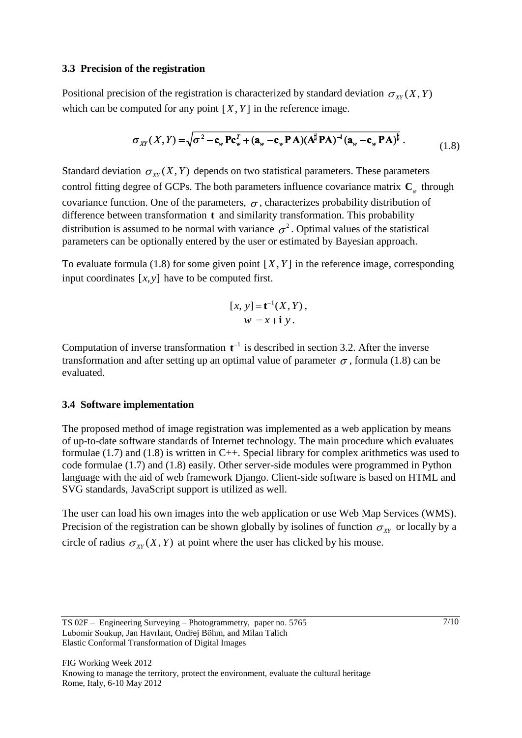### 3.3 Precision of the registration

Positional precision of the registration is characterized by standard deviation $\sigma_{XY}(X,Y)$ which can be computed for any point $[X,Y]$ in the reference image.

$$\sigma_{XY}(X,Y) = \sqrt{\sigma^2 - \mathbf{c}_w \mathbf{P} \mathbf{c}_w^T + (\mathbf{a}_w - \mathbf{c}_w \mathbf{P}\mathbf{A})(\mathbf{A}^\sharp \mathbf{P}\mathbf{A})^{-1}(\mathbf{a}_w - \mathbf{c}_w \mathbf{P}\mathbf{A})^\sharp} \,. \tag{1.8}$$

Standard deviation $\sigma_{XY}(X,Y)$ depends on two statistical parameters. These parameters control fitting degree of GCPs. The both parameters influence covariance matrix $\mathbf{C}_\varphi$ through covariance function. One of the parameters, $\sigma$, characterizes probability distribution of difference between transformation $\mathbf{t}$ and similarity transformation. This probability distribution is assumed to be normal with variance $\sigma^2$. Optimal values of the statistical parameters can be optionally entered by the user or estimated by Bayesian approach.

To evaluate formula (1.8) for some given point $[X,Y]$ in the reference image, corresponding input coordinates $[x,y]$ have to be computed first.

$$[x, y] = \mathbf{t}^{-1}(X,Y)\,,$$
$$w = x + \mathbf{i}\, y\,.$$

Computation of inverse transformation $\mathbf{t}^{-1}$ is described in section 3.2. After the inverse transformation and after setting up an optimal value of parameter $\sigma$, formula (1.8) can be evaluated.

### 3.4 Software implementation

The proposed method of image registration was implemented as a web application by means of up-to-date software standards of Internet technology. The main procedure which evaluates formulae (1.7) and (1.8) is written in C++. Special library for complex arithmetics was used to code formulae (1.7) and (1.8) easily. Other server-side modules were programmed in Python language with the aid of web framework Django. Client-side software is based on HTML and SVG standards, JavaScript support is utilized as well.

The user can load his own images into the web application or use Web Map Services (WMS). Precision of the registration can be shown globally by isolines of function $\sigma_{XY}$ or locally by a circle of radius $\sigma_{XY}(X,Y)$ at point where the user has clicked by his mouse.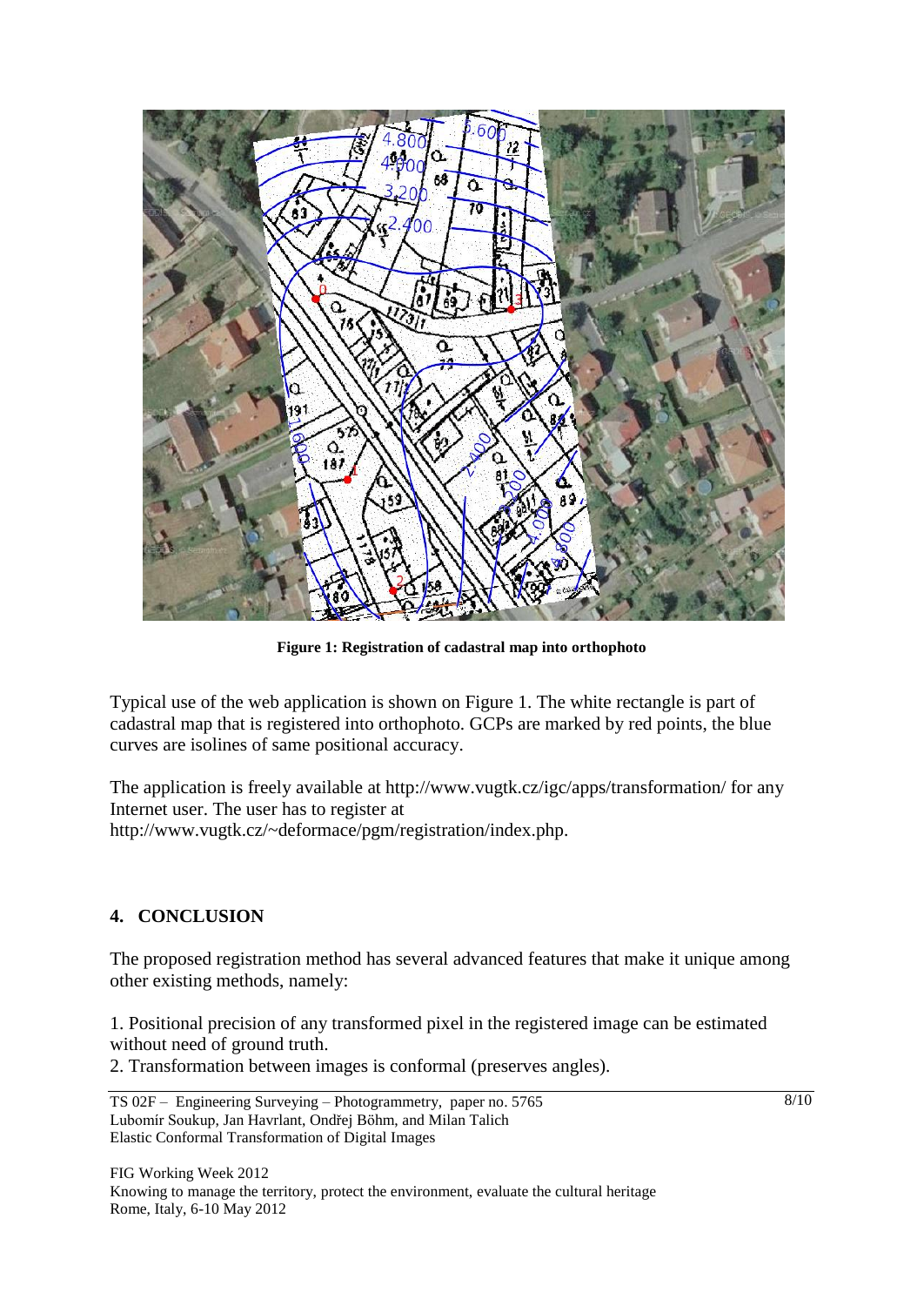**Figure 1: Registration of cadastral map into orthophoto**

Typical use of the web application is shown on Figure 1. The white rectangle is part of cadastral map that is registered into orthophoto. GCPs are marked by red points, the blue curves are isolines of same positional accuracy.

The application is freely available at http://www.vugtk.cz/igc/apps/transformation/ for any Internet user. The user has to register at http://www.vugtk.cz/~deformace/pgm/registration/index.php.

## 4. CONCLUSION

The proposed registration method has several advanced features that make it unique among other existing methods, namely:

1. Positional precision of any transformed pixel in the registered image can be estimated without need of ground truth.
2. Transformation between images is conformal (preserves angles).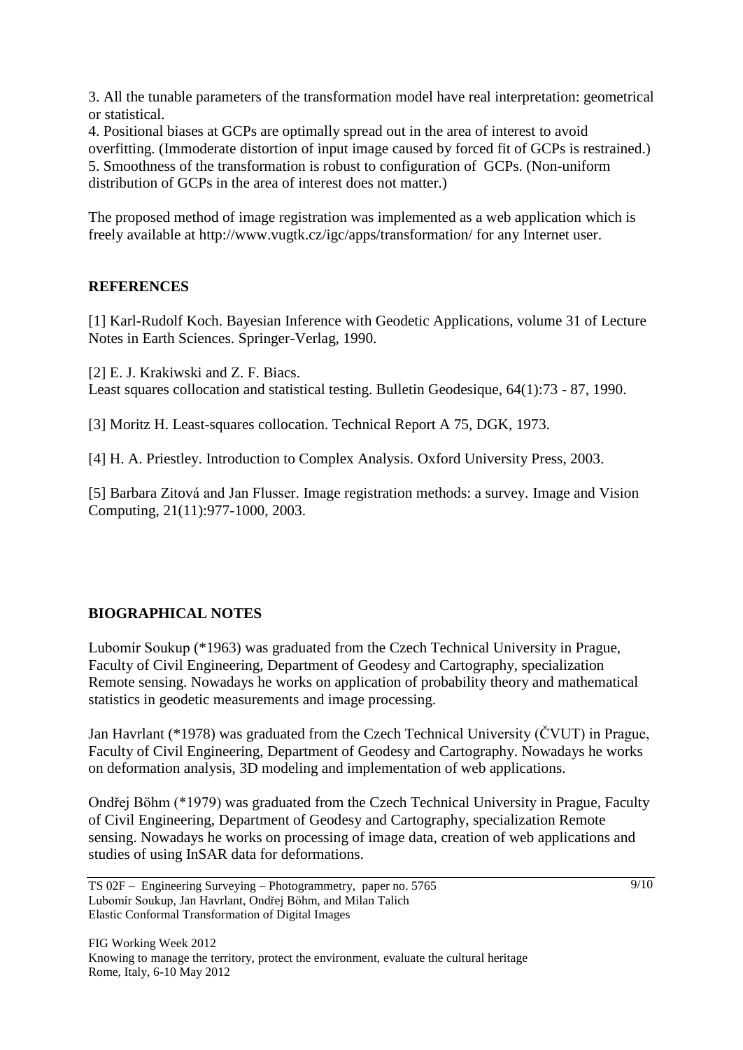3. All the tunable parameters of the transformation model have real interpretation: geometrical or statistical.
4. Positional biases at GCPs are optimally spread out in the area of interest to avoid overfitting. (Immoderate distortion of input image caused by forced fit of GCPs is restrained.)
5. Smoothness of the transformation is robust to configuration of GCPs. (Non-uniform distribution of GCPs in the area of interest does not matter.)

The proposed method of image registration was implemented as a web application which is freely available at http://www.vugtk.cz/igc/apps/transformation/ for any Internet user.

## REFERENCES

[1] Karl-Rudolf Koch. Bayesian Inference with Geodetic Applications, volume 31 of Lecture Notes in Earth Sciences. Springer-Verlag, 1990.

[2] E. J. Krakiwski and Z. F. Biacs.
Least squares collocation and statistical testing. Bulletin Geodesique, 64(1):73 - 87, 1990.

[3] Moritz H. Least-squares collocation. Technical Report A 75, DGK, 1973.

[4] H. A. Priestley. Introduction to Complex Analysis. Oxford University Press, 2003.

[5] Barbara Zitová and Jan Flusser. Image registration methods: a survey. Image and Vision Computing, 21(11):977-1000, 2003.

## BIOGRAPHICAL NOTES

Lubomír Soukup (*1963) was graduated from the Czech Technical University in Prague, Faculty of Civil Engineering, Department of Geodesy and Cartography, specialization Remote sensing. Nowadays he works on application of probability theory and mathematical statistics in geodetic measurements and image processing.

Jan Havrlant (*1978) was graduated from the Czech Technical University (ČVUT) in Prague, Faculty of Civil Engineering, Department of Geodesy and Cartography. Nowadays he works on deformation analysis, 3D modeling and implementation of web applications.

Ondřej Böhm (*1979) was graduated from the Czech Technical University in Prague, Faculty of Civil Engineering, Department of Geodesy and Cartography, specialization Remote sensing. Nowadays he works on processing of image data, creation of web applications and studies of using InSAR data for deformations.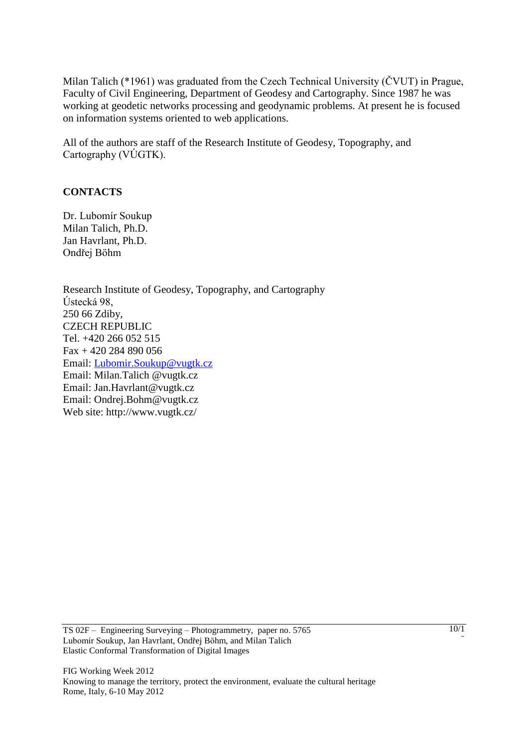Milan Talich (*1961) was graduated from the Czech Technical University (ČVUT) in Prague, Faculty of Civil Engineering, Department of Geodesy and Cartography. Since 1987 he was working at geodetic networks processing and geodynamic problems. At present he is focused on information systems oriented to web applications.

All of the authors are staff of the Research Institute of Geodesy, Topography, and Cartography (VÚGTK).

**CONTACTS**

Dr. Lubomír Soukup
Milan Talich, Ph.D.
Jan Havrlant, Ph.D.
Ondřej Böhm

Research Institute of Geodesy, Topography, and Cartography
Ústecká 98,
250 66 Zdiby,
CZECH REPUBLIC
Tel. +420 266 052 515
Fax + 420 284 890 056
Email: Lubomir.Soukup@vugtk.cz
Email: Milan.Talich @vugtk.cz
Email: Jan.Havrlant@vugtk.cz
Email: Ondrej.Bohm@vugtk.cz
Web site: http://www.vugtk.cz/